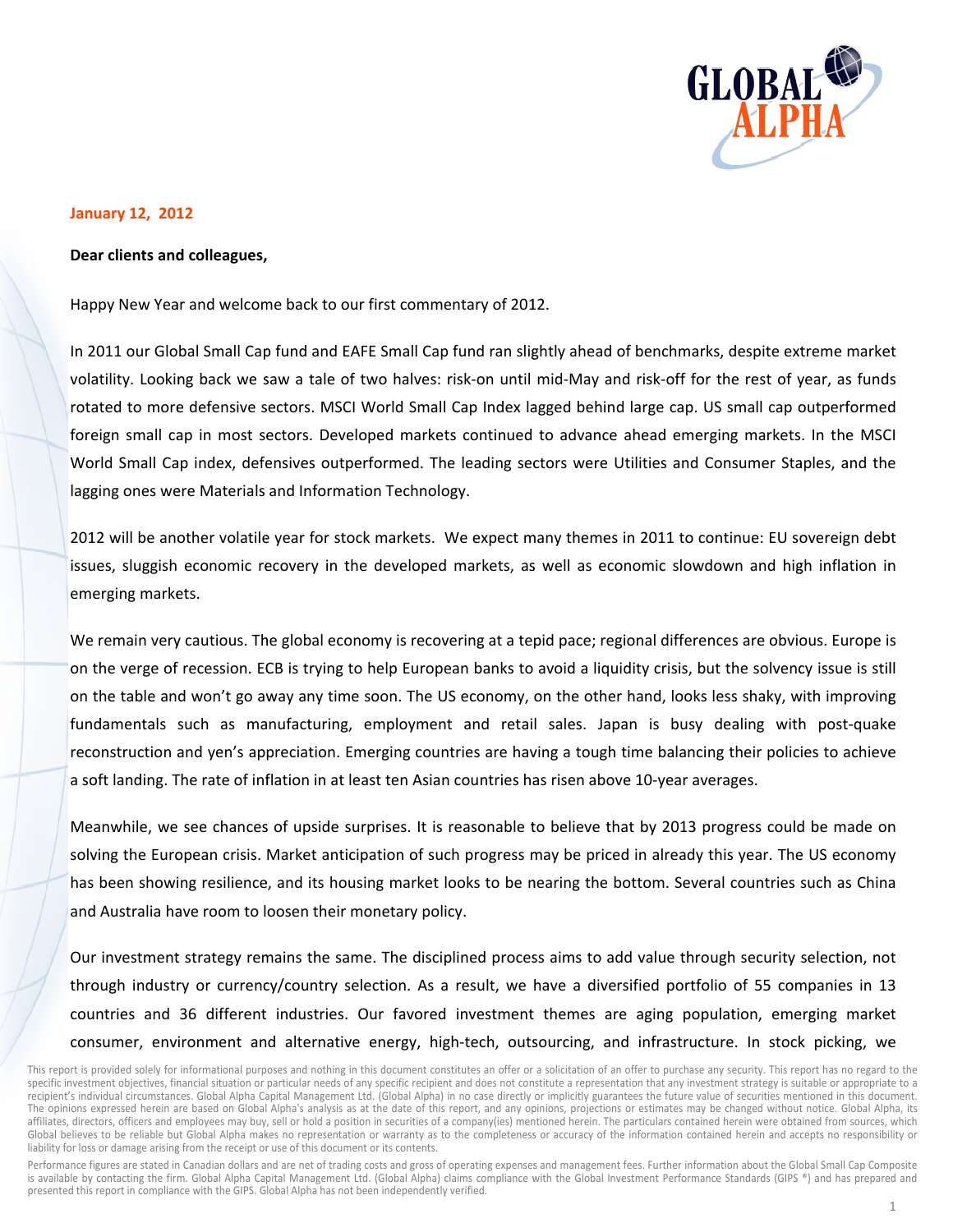**January 12, 2012**

**Dear clients and colleagues,**

Happy New Year and welcome back to our first commentary of 2012.

In 2011 our Global Small Cap fund and EAFE Small Cap fund ran slightly ahead of benchmarks, despite extreme market volatility. Looking back we saw a tale of two halves: risk-on until mid-May and risk-off for the rest of year, as funds rotated to more defensive sectors. MSCI World Small Cap Index lagged behind large cap. US small cap outperformed foreign small cap in most sectors. Developed markets continued to advance ahead emerging markets. In the MSCI World Small Cap index, defensives outperformed. The leading sectors were Utilities and Consumer Staples, and the lagging ones were Materials and Information Technology.

2012 will be another volatile year for stock markets. We expect many themes in 2011 to continue: EU sovereign debt issues, sluggish economic recovery in the developed markets, as well as economic slowdown and high inflation in emerging markets.

We remain very cautious. The global economy is recovering at a tepid pace; regional differences are obvious. Europe is on the verge of recession. ECB is trying to help European banks to avoid a liquidity crisis, but the solvency issue is still on the table and won't go away any time soon. The US economy, on the other hand, looks less shaky, with improving fundamentals such as manufacturing, employment and retail sales. Japan is busy dealing with post-quake reconstruction and yen's appreciation. Emerging countries are having a tough time balancing their policies to achieve a soft landing. The rate of inflation in at least ten Asian countries has risen above 10-year averages.

Meanwhile, we see chances of upside surprises. It is reasonable to believe that by 2013 progress could be made on solving the European crisis. Market anticipation of such progress may be priced in already this year. The US economy has been showing resilience, and its housing market looks to be nearing the bottom. Several countries such as China and Australia have room to loosen their monetary policy.

Our investment strategy remains the same. The disciplined process aims to add value through security selection, not through industry or currency/country selection. As a result, we have a diversified portfolio of 55 companies in 13 countries and 36 different industries. Our favored investment themes are aging population, emerging market consumer, environment and alternative energy, high-tech, outsourcing, and infrastructure. In stock picking, we

This report is provided solely for informational purposes and nothing in this document constitutes an offer or a solicitation of an offer to purchase any security. This report has no regard to the specific investment objectives, financial situation or particular needs of any specific recipient and does not constitute a representation that any investment strategy is suitable or appropriate to a recipient's individual circumstances. Global Alpha Capital Management Ltd. (Global Alpha) in no case directly or implicitly guarantees the future value of securities mentioned in this document. The opinions expressed herein are based on Global Alpha's analysis as at the date of this report, and any opinions, projections or estimates may be changed without notice. Global Alpha, its affiliates, directors, officers and employees may buy, sell or hold a position in securities of a company(ies) mentioned herein. The particulars contained herein were obtained from sources, which Global believes to be reliable but Global Alpha makes no representation or warranty as to the completeness or accuracy of the information contained herein and accepts no responsibility or liability for loss or damage arising from the receipt or use of this document or its contents.

Performance figures are stated in Canadian dollars and are net of trading costs and gross of operating expenses and management fees. Further information about the Global Small Cap Composite is available by contacting the firm. Global Alpha Capital Management Ltd. (Global Alpha) claims compliance with the Global Investment Performance Standards (GIPS ®) and has prepared and presented this report in compliance with the GIPS. Global Alpha has not been independently verified.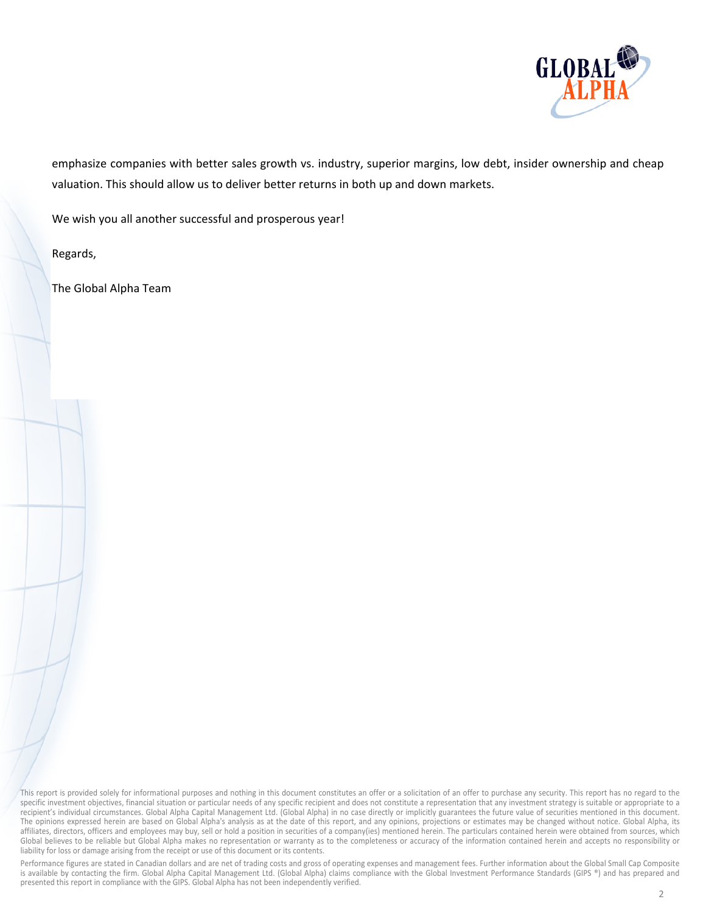emphasize companies with better sales growth vs. industry, superior margins, low debt, insider ownership and cheap valuation. This should allow us to deliver better returns in both up and down markets.

We wish you all another successful and prosperous year!

Regards,

The Global Alpha Team

This report is provided solely for informational purposes and nothing in this document constitutes an offer or a solicitation of an offer to purchase any security. This report has no regard to the specific investment objectives, financial situation or particular needs of any specific recipient and does not constitute a representation that any investment strategy is suitable or appropriate to a recipient's individual circumstances. Global Alpha Capital Management Ltd. (Global Alpha) in no case directly or implicitly guarantees the future value of securities mentioned in this document. The opinions expressed herein are based on Global Alpha's analysis as at the date of this report, and any opinions, projections or estimates may be changed without notice. Global Alpha, its affiliates, directors, officers and employees may buy, sell or hold a position in securities of a company(ies) mentioned herein. The particulars contained herein were obtained from sources, which Global believes to be reliable but Global Alpha makes no representation or warranty as to the completeness or accuracy of the information contained herein and accepts no responsibility or liability for loss or damage arising from the receipt or use of this document or its contents.

Performance figures are stated in Canadian dollars and are net of trading costs and gross of operating expenses and management fees. Further information about the Global Small Cap Composite is available by contacting the firm. Global Alpha Capital Management Ltd. (Global Alpha) claims compliance with the Global Investment Performance Standards (GIPS ®) and has prepared and presented this report in compliance with the GIPS. Global Alpha has not been independently verified.